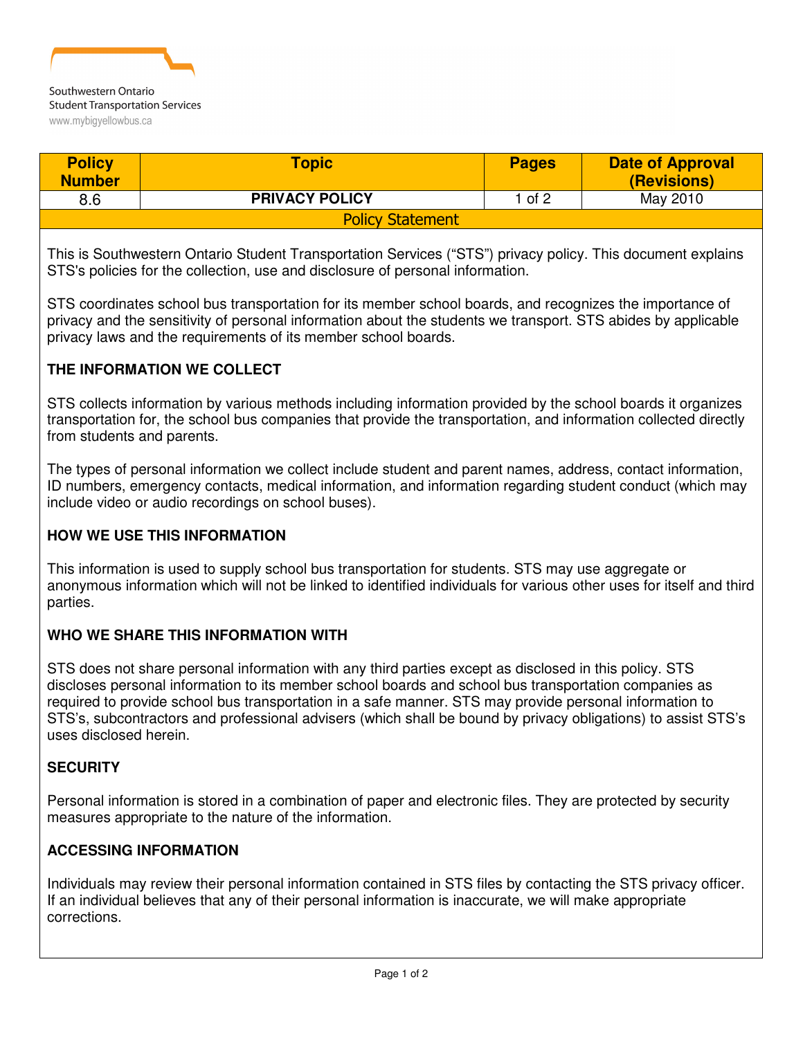Southwestern Ontario
Student Transportation Services
www.mybigyellowbus.ca

| Policy Number | Topic | Pages | Date of Approval (Revisions) |
|---|---|---|---|
| 8.6 | **PRIVACY POLICY** | 1 of 2 | May 2010 |

## Policy Statement

This is Southwestern Ontario Student Transportation Services ("STS") privacy policy. This document explains STS's policies for the collection, use and disclosure of personal information.

STS coordinates school bus transportation for its member school boards, and recognizes the importance of privacy and the sensitivity of personal information about the students we transport. STS abides by applicable privacy laws and the requirements of its member school boards.

### THE INFORMATION WE COLLECT

STS collects information by various methods including information provided by the school boards it organizes transportation for, the school bus companies that provide the transportation, and information collected directly from students and parents.

The types of personal information we collect include student and parent names, address, contact information, ID numbers, emergency contacts, medical information, and information regarding student conduct (which may include video or audio recordings on school buses).

### HOW WE USE THIS INFORMATION

This information is used to supply school bus transportation for students. STS may use aggregate or anonymous information which will not be linked to identified individuals for various other uses for itself and third parties.

### WHO WE SHARE THIS INFORMATION WITH

STS does not share personal information with any third parties except as disclosed in this policy. STS discloses personal information to its member school boards and school bus transportation companies as required to provide school bus transportation in a safe manner. STS may provide personal information to STS's, subcontractors and professional advisers (which shall be bound by privacy obligations) to assist STS's uses disclosed herein.

### SECURITY

Personal information is stored in a combination of paper and electronic files. They are protected by security measures appropriate to the nature of the information.

### ACCESSING INFORMATION

Individuals may review their personal information contained in STS files by contacting the STS privacy officer. If an individual believes that any of their personal information is inaccurate, we will make appropriate corrections.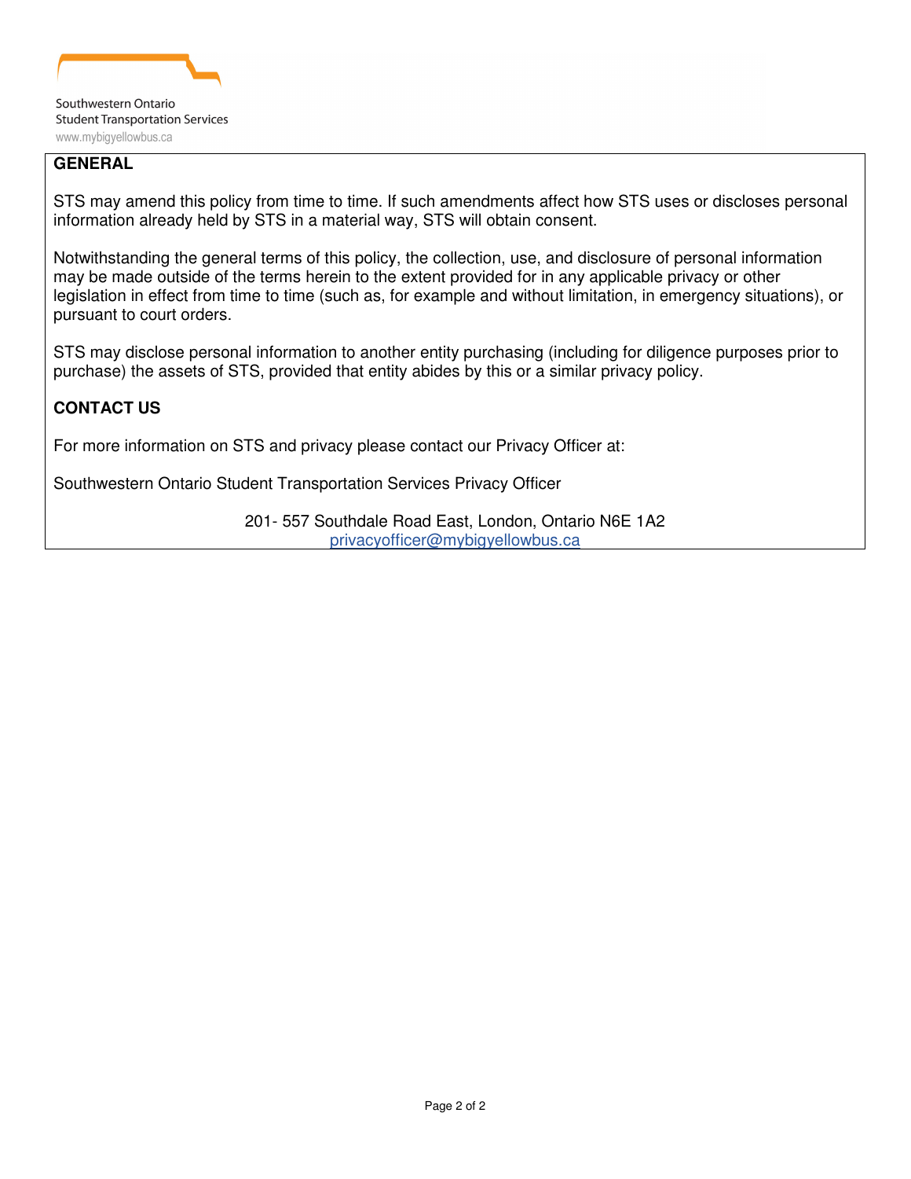Southwestern Ontario
Student Transportation Services
www.mybigyellowbus.ca

## GENERAL

STS may amend this policy from time to time. If such amendments affect how STS uses or discloses personal information already held by STS in a material way, STS will obtain consent.

Notwithstanding the general terms of this policy, the collection, use, and disclosure of personal information may be made outside of the terms herein to the extent provided for in any applicable privacy or other legislation in effect from time to time (such as, for example and without limitation, in emergency situations), or pursuant to court orders.

STS may disclose personal information to another entity purchasing (including for diligence purposes prior to purchase) the assets of STS, provided that entity abides by this or a similar privacy policy.

## CONTACT US

For more information on STS and privacy please contact our Privacy Officer at:

Southwestern Ontario Student Transportation Services Privacy Officer

201- 557 Southdale Road East, London, Ontario N6E 1A2
privacyofficer@mybigyellowbus.ca